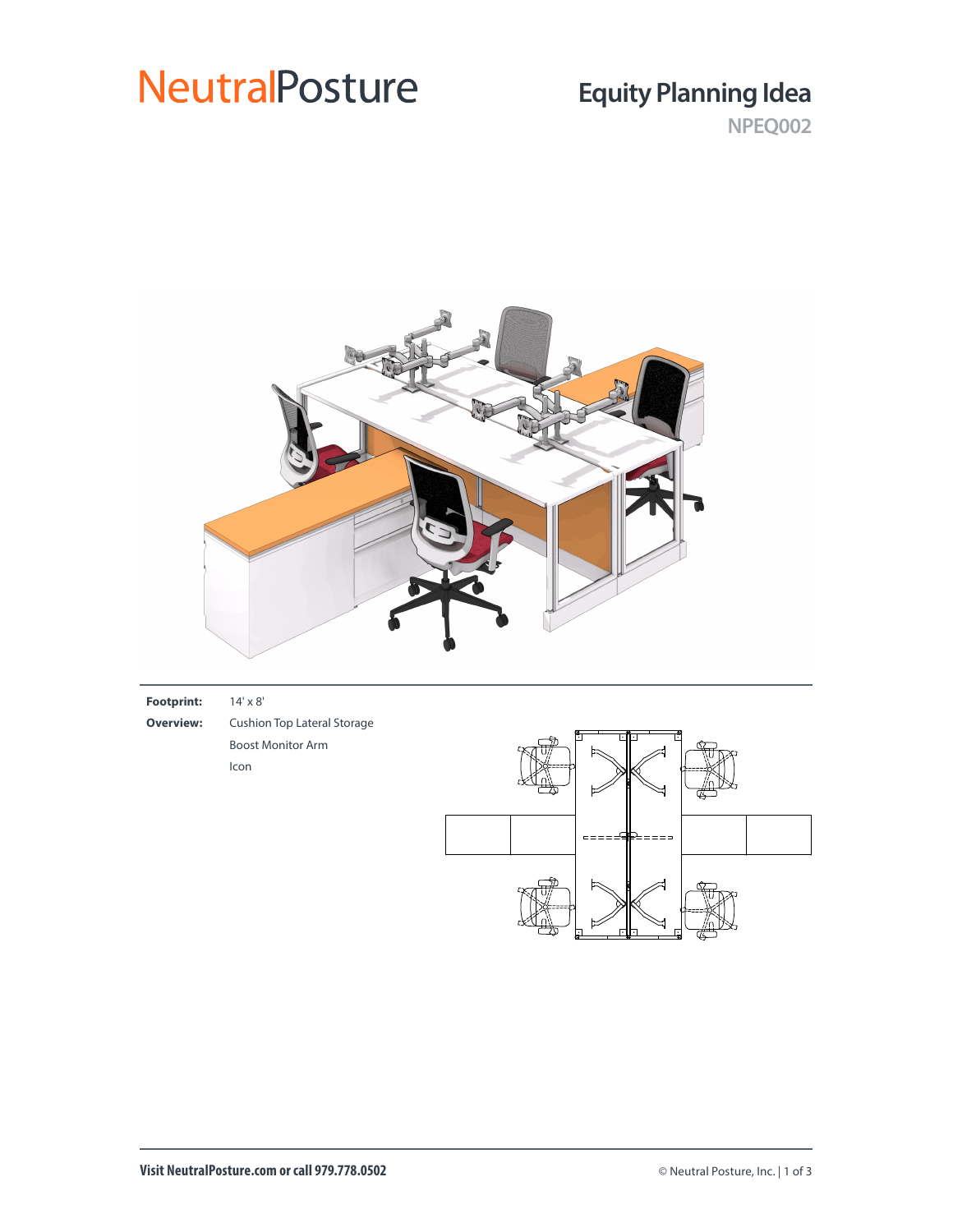# NeutralPosture

## Equity Planning Idea

**NPEQ002**

**Footprint:** 14' x 8'

**Overview:** Cushion Top Lateral Storage

Boost Monitor Arm

Icon

**Visit NeutralPosture.com or call 979.778.0502**

© Neutral Posture, Inc.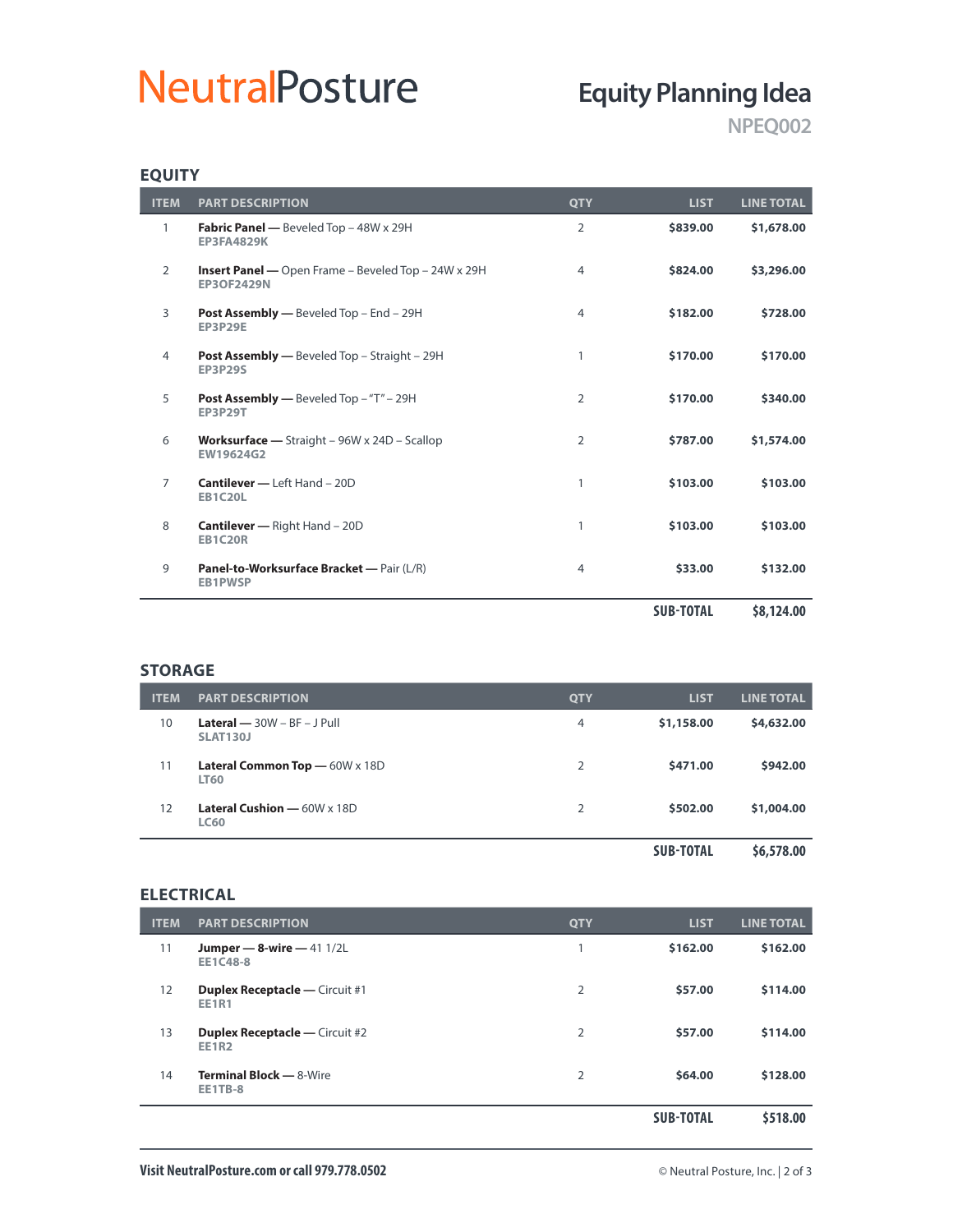# NeutralPosture

## Equity Planning Idea

NPEQ002

### EQUITY

| ITEM | PART DESCRIPTION | QTY | LIST | LINE TOTAL |
|---|---|---|---|---|
| 1 | **Fabric Panel —** Beveled Top – 48W x 29H<br>**EP3FA4829K** | 2 | **$839.00** | **$1,678.00** |
| 2 | **Insert Panel —** Open Frame – Beveled Top – 24W x 29H<br>**EP3OF2429N** | 4 | **$824.00** | **$3,296.00** |
| 3 | **Post Assembly —** Beveled Top – End – 29H<br>**EP3P29E** | 4 | **$182.00** | **$728.00** |
| 4 | **Post Assembly —** Beveled Top – Straight – 29H<br>**EP3P29S** | 1 | **$170.00** | **$170.00** |
| 5 | **Post Assembly —** Beveled Top – "T" – 29H<br>**EP3P29T** | 2 | **$170.00** | **$340.00** |
| 6 | **Worksurface —** Straight – 96W x 24D – Scallop<br>**EW19624G2** | 2 | **$787.00** | **$1,574.00** |
| 7 | **Cantilever —** Left Hand – 20D<br>**EB1C20L** | 1 | **$103.00** | **$103.00** |
| 8 | **Cantilever —** Right Hand – 20D<br>**EB1C20R** | 1 | **$103.00** | **$103.00** |
| 9 | **Panel-to-Worksurface Bracket —** Pair (L/R)<br>**EB1PWSP** | 4 | **$33.00** | **$132.00** |
| | | | **SUB-TOTAL** | **$8,124.00** |

### STORAGE

| ITEM | PART DESCRIPTION | QTY | LIST | LINE TOTAL |
|---|---|---|---|---|
| 10 | **Lateral —** 30W – BF – J Pull<br>**SLAT130J** | 4 | **$1,158.00** | **$4,632.00** |
| 11 | **Lateral Common Top —** 60W x 18D<br>**LT60** | 2 | **$471.00** | **$942.00** |
| 12 | **Lateral Cushion —** 60W x 18D<br>**LC60** | 2 | **$502.00** | **$1,004.00** |
| | | | **SUB-TOTAL** | **$6,578.00** |

### ELECTRICAL

| ITEM | PART DESCRIPTION | QTY | LIST | LINE TOTAL |
|---|---|---|---|---|
| 11 | **Jumper — 8-wire —** 41 1/2L<br>**EE1C48-8** | 1 | **$162.00** | **$162.00** |
| 12 | **Duplex Receptacle —** Circuit #1<br>**EE1R1** | 2 | **$57.00** | **$114.00** |
| 13 | **Duplex Receptacle —** Circuit #2<br>**EE1R2** | 2 | **$57.00** | **$114.00** |
| 14 | **Terminal Block —** 8-Wire<br>**EE1TB-8** | 2 | **$64.00** | **$128.00** |
| | | | **SUB-TOTAL** | **$518.00** |

**Visit NeutralPosture.com or call 979.778.0502**

© Neutral Posture, Inc.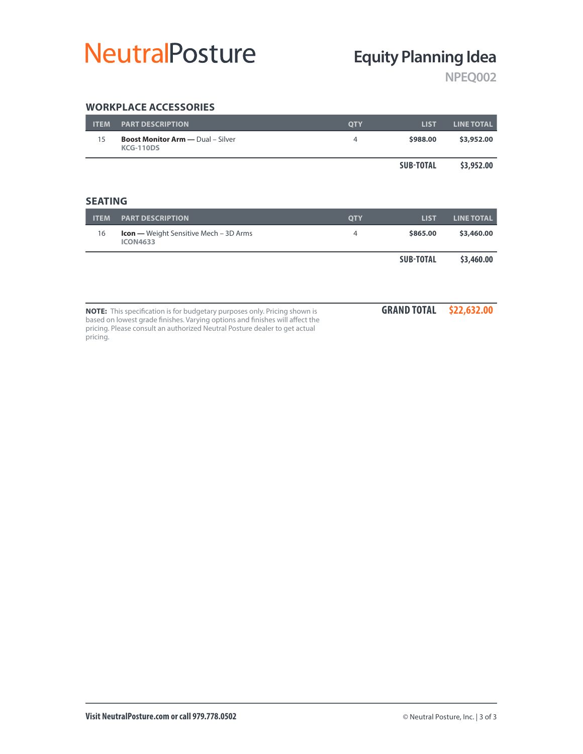# NeutralPosture

## Equity Planning Idea

NPEQ002

### WORKPLACE ACCESSORIES

| ITEM | PART DESCRIPTION | QTY | LIST | LINE TOTAL |
|---|---|---|---|---|
| 15 | **Boost Monitor Arm —** Dual – Silver<br>**KCG-110DS** | 4 | **$988.00** | **$3,952.00** |
| | | | **SUB-TOTAL** | **$3,952.00** |

### SEATING

| ITEM | PART DESCRIPTION | QTY | LIST | LINE TOTAL |
|---|---|---|---|---|
| 16 | **Icon —** Weight Sensitive Mech – 3D Arms<br>**ICON4633** | 4 | **$865.00** | **$3,460.00** |
| | | | **SUB-TOTAL** | **$3,460.00** |

**GRAND TOTAL** **$22,632.00**

**NOTE:** This specification is for budgetary purposes only. Pricing shown is based on lowest grade finishes. Varying options and finishes will affect the pricing. Please consult an authorized Neutral Posture dealer to get actual pricing.

**Visit NeutralPosture.com or call 979.778.0502**

© Neutral Posture, Inc.